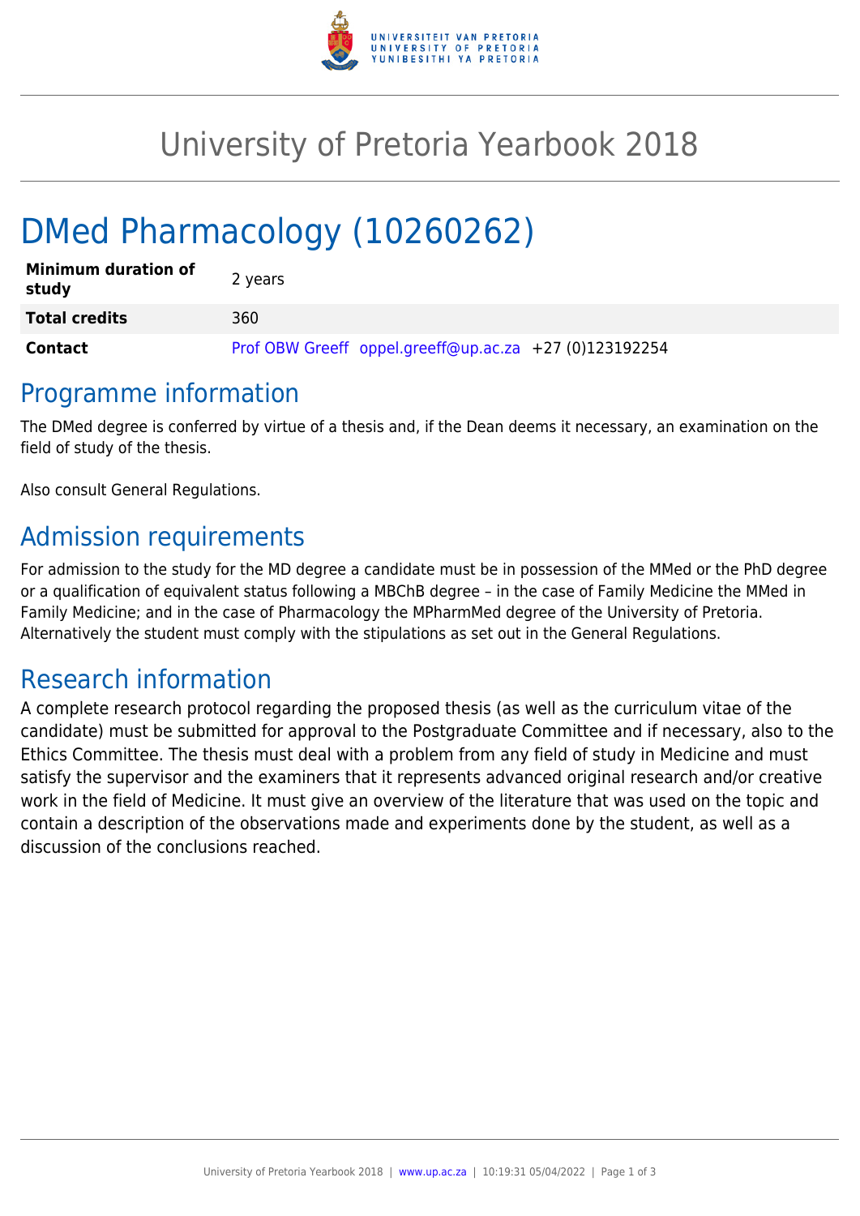# University of Pretoria Yearbook 2018

# DMed Pharmacology (10260262)

| | |
|---|---|
| **Minimum duration of study** | 2 years |
| **Total credits** | 360 |
| **Contact** | Prof OBW Greeff oppel.greeff@up.ac.za +27 (0)123192254 |

## Programme information

The DMed degree is conferred by virtue of a thesis and, if the Dean deems it necessary, an examination on the field of study of the thesis.

Also consult General Regulations.

## Admission requirements

For admission to the study for the MD degree a candidate must be in possession of the MMed or the PhD degree or a qualification of equivalent status following a MBChB degree – in the case of Family Medicine the MMed in Family Medicine; and in the case of Pharmacology the MPharmMed degree of the University of Pretoria. Alternatively the student must comply with the stipulations as set out in the General Regulations.

## Research information

A complete research protocol regarding the proposed thesis (as well as the curriculum vitae of the candidate) must be submitted for approval to the Postgraduate Committee and if necessary, also to the Ethics Committee. The thesis must deal with a problem from any field of study in Medicine and must satisfy the supervisor and the examiners that it represents advanced original research and/or creative work in the field of Medicine. It must give an overview of the literature that was used on the topic and contain a description of the observations made and experiments done by the student, as well as a discussion of the conclusions reached.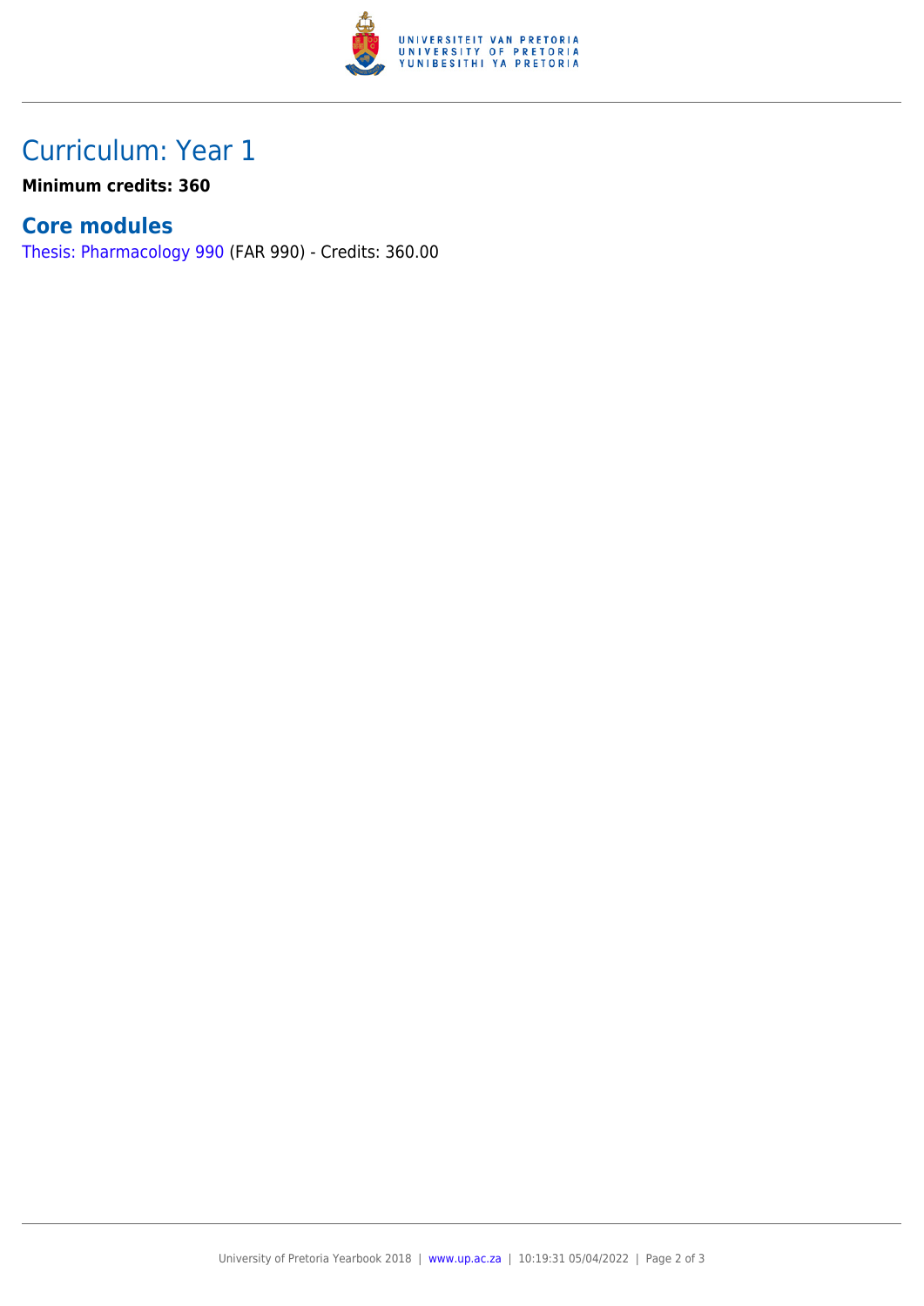# Curriculum: Year 1

**Minimum credits: 360**

## Core modules

Thesis: Pharmacology 990 (FAR 990) - Credits: 360.00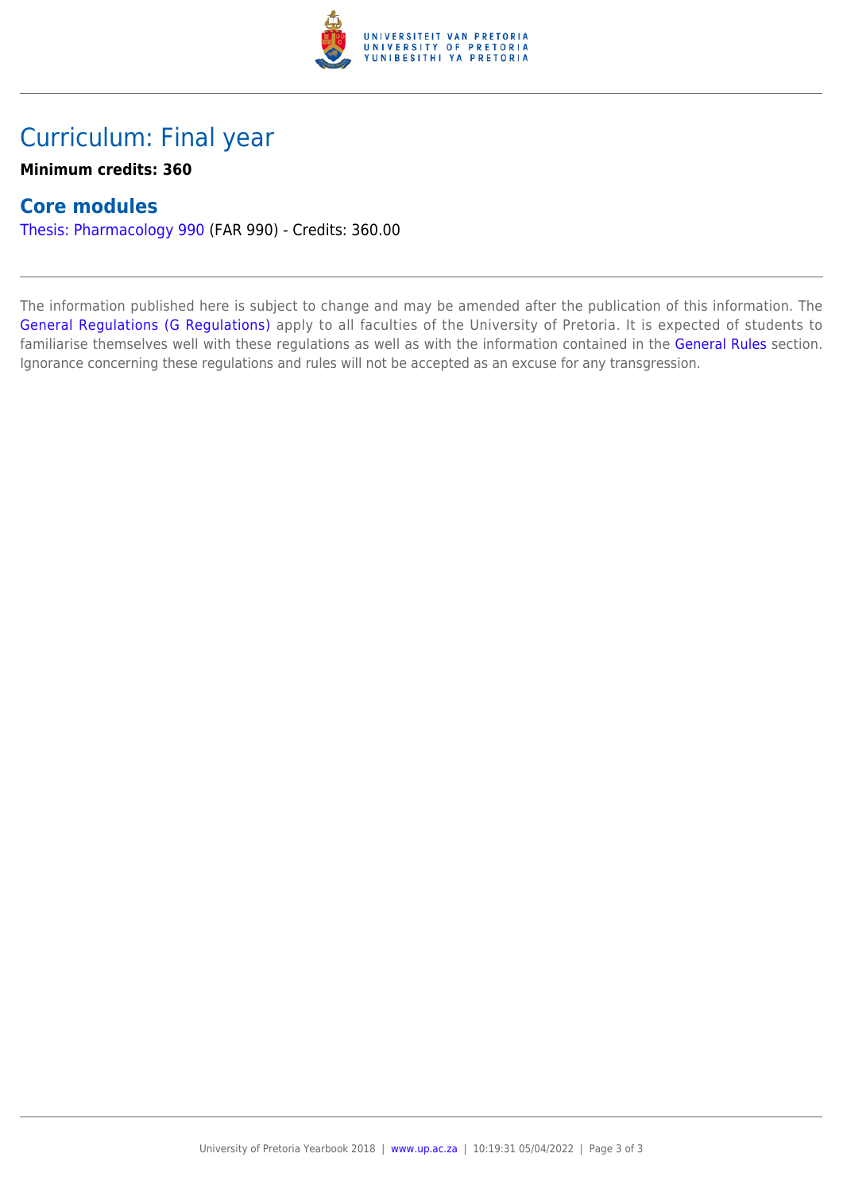# Curriculum: Final year

**Minimum credits: 360**

## Core modules

Thesis: Pharmacology 990 (FAR 990) - Credits: 360.00

The information published here is subject to change and may be amended after the publication of this information. The General Regulations (G Regulations) apply to all faculties of the University of Pretoria. It is expected of students to familiarise themselves well with these regulations as well as with the information contained in the General Rules section. Ignorance concerning these regulations and rules will not be accepted as an excuse for any transgression.